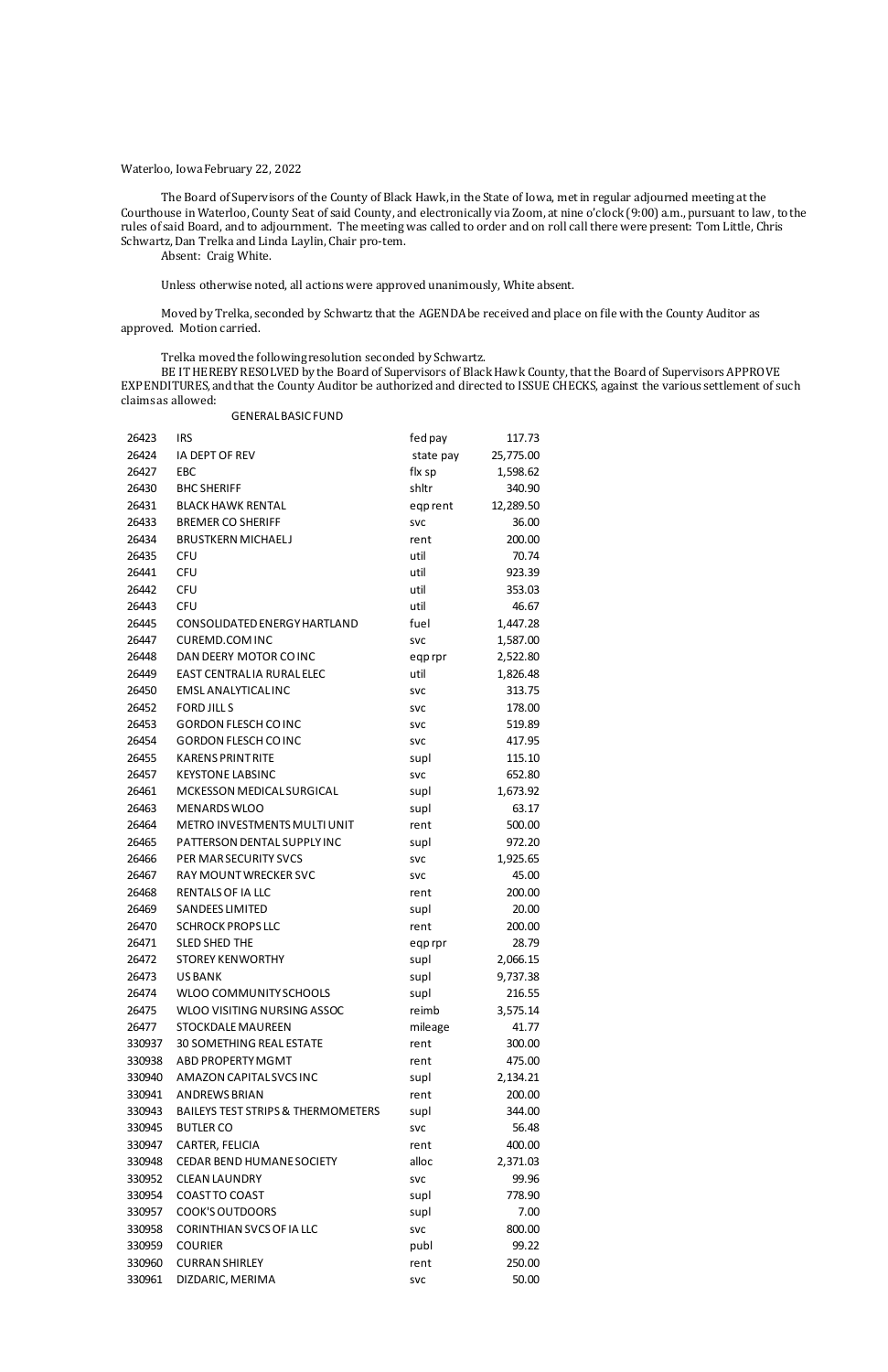Waterloo, Iowa February 22, 2022

The Board of Supervisors of the County of Black Hawk, in the State of Iowa, met in regular adjourned meeting at the Courthouse in Waterloo, County Seat of said County, and electronically via Zoom, at nine o'clock (9:00) a.m., pursuant to law, to the rules of said Board, and to adjournment. The meeting was called to order and on roll call there were present: Tom Little, Chris Schwartz, Dan Trelka and Linda Laylin, Chair pro-tem.

Absent: Craig White.

Unless otherwise noted, all actions were approved unanimously, White absent.

Moved by Trelka, seconded by Schwartz that the AGENDA be received and place on file with the County Auditor as approved. Motion carried.

Trelka moved the following resolution seconded by Schwartz.

BE IT HEREBY RESOLVED by the Board of Supervisors of Black Hawk County, that the Board of Supervisors APPROVE EXPENDITURES, and that the County Auditor be authorized and directed to ISSUE CHECKS, against the various settlement of such claims as allowed:

GENERAL BASIC FUND

| | | | |
|---|---|---|---|
| 26423 | IRS | fed pay | 117.73 |
| 26424 | IA DEPT OF REV | state pay | 25,775.00 |
| 26427 | EBC | flx sp | 1,598.62 |
| 26430 | BHC SHERIFF | shltr | 340.90 |
| 26431 | BLACK HAWK RENTAL | eqp rent | 12,289.50 |
| 26433 | BREMER CO SHERIFF | svc | 36.00 |
| 26434 | BRUSTKERN MICHAEL J | rent | 200.00 |
| 26435 | CFU | util | 70.74 |
| 26441 | CFU | util | 923.39 |
| 26442 | CFU | util | 353.03 |
| 26443 | CFU | util | 46.67 |
| 26445 | CONSOLIDATED ENERGY HARTLAND | fuel | 1,447.28 |
| 26447 | CUREMD.COM INC | svc | 1,587.00 |
| 26448 | DAN DEERY MOTOR CO INC | eqp rpr | 2,522.80 |
| 26449 | EAST CENTRAL IA RURAL ELEC | util | 1,826.48 |
| 26450 | EMSL ANALYTICAL INC | svc | 313.75 |
| 26452 | FORD JILL S | svc | 178.00 |
| 26453 | GORDON FLESCH CO INC | svc | 519.89 |
| 26454 | GORDON FLESCH CO INC | svc | 417.95 |
| 26455 | KARENS PRINT RITE | supl | 115.10 |
| 26457 | KEYSTONE LABS INC | svc | 652.80 |
| 26461 | MCKESSON MEDICAL SURGICAL | supl | 1,673.92 |
| 26463 | MENARDS WLOO | supl | 63.17 |
| 26464 | METRO INVESTMENTS MULTI UNIT | rent | 500.00 |
| 26465 | PATTERSON DENTAL SUPPLY INC | supl | 972.20 |
| 26466 | PER MAR SECURITY SVCS | svc | 1,925.65 |
| 26467 | RAY MOUNT WRECKER SVC | svc | 45.00 |
| 26468 | RENTALS OF IA LLC | rent | 200.00 |
| 26469 | SANDEES LIMITED | supl | 20.00 |
| 26470 | SCHROCK PROPS LLC | rent | 200.00 |
| 26471 | SLED SHED THE | eqp rpr | 28.79 |
| 26472 | STOREY KENWORTHY | supl | 2,066.15 |
| 26473 | US BANK | supl | 9,737.38 |
| 26474 | WLOO COMMUNITY SCHOOLS | supl | 216.55 |
| 26475 | WLOO VISITING NURSING ASSOC | reimb | 3,575.14 |
| 26477 | STOCKDALE MAUREEN | mileage | 41.77 |
| 330937 | 30 SOMETHING REAL ESTATE | rent | 300.00 |
| 330938 | ABD PROPERTY MGMT | rent | 475.00 |
| 330940 | AMAZON CAPITAL SVCS INC | supl | 2,134.21 |
| 330941 | ANDREWS BRIAN | rent | 200.00 |
| 330943 | BAILEYS TEST STRIPS & THERMOMETERS | supl | 344.00 |
| 330945 | BUTLER CO | svc | 56.48 |
| 330947 | CARTER, FELICIA | rent | 400.00 |
| 330948 | CEDAR BEND HUMANE SOCIETY | alloc | 2,371.03 |
| 330952 | CLEAN LAUNDRY | svc | 99.96 |
| 330954 | COAST TO COAST | supl | 778.90 |
| 330957 | COOK'S OUTDOORS | supl | 7.00 |
| 330958 | CORINTHIAN SVCS OF IA LLC | svc | 800.00 |
| 330959 | COURIER | publ | 99.22 |
| 330960 | CURRAN SHIRLEY | rent | 250.00 |
| 330961 | DIZDARIC, MERIMA | svc | 50.00 |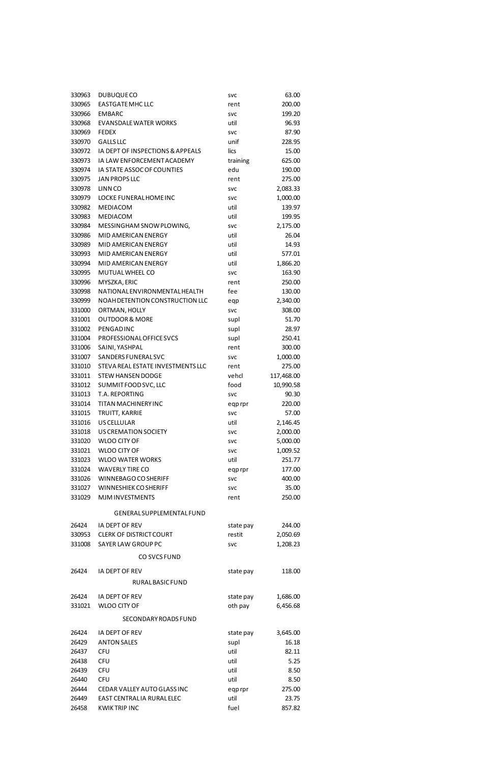| | | | |
|---|---|---|---|
| 330963 | DUBUQUE CO | svc | 63.00 |
| 330965 | EASTGATE MHC LLC | rent | 200.00 |
| 330966 | EMBARC | svc | 199.20 |
| 330968 | EVANSDALE WATER WORKS | util | 96.93 |
| 330969 | FEDEX | svc | 87.90 |
| 330970 | GALLS LLC | unif | 228.95 |
| 330972 | IA DEPT OF INSPECTIONS & APPEALS | lics | 15.00 |
| 330973 | IA LAW ENFORCEMENT ACADEMY | training | 625.00 |
| 330974 | IA STATE ASSOC OF COUNTIES | edu | 190.00 |
| 330975 | JAN PROPS LLC | rent | 275.00 |
| 330978 | LINN CO | svc | 2,083.33 |
| 330979 | LOCKE FUNERAL HOME INC | svc | 1,000.00 |
| 330982 | MEDIACOM | util | 139.97 |
| 330983 | MEDIACOM | util | 199.95 |
| 330984 | MESSINGHAM SNOW PLOWING, | svc | 2,175.00 |
| 330986 | MID AMERICAN ENERGY | util | 26.04 |
| 330989 | MID AMERICAN ENERGY | util | 14.93 |
| 330993 | MID AMERICAN ENERGY | util | 577.01 |
| 330994 | MID AMERICAN ENERGY | util | 1,866.20 |
| 330995 | MUTUAL WHEEL CO | svc | 163.90 |
| 330996 | MYSZKA, ERIC | rent | 250.00 |
| 330998 | NATIONAL ENVIRONMENTAL HEALTH | fee | 130.00 |
| 330999 | NOAH DETENTION CONSTRUCTION LLC | eqp | 2,340.00 |
| 331000 | ORTMAN, HOLLY | svc | 308.00 |
| 331001 | OUTDOOR & MORE | supl | 51.70 |
| 331002 | PENGAD INC | supl | 28.97 |
| 331004 | PROFESSIONAL OFFICE SVCS | supl | 250.41 |
| 331006 | SAINI, YASHPAL | rent | 300.00 |
| 331007 | SANDERS FUNERAL SVC | svc | 1,000.00 |
| 331010 | STEVA REAL ESTATE INVESTMENTS LLC | rent | 275.00 |
| 331011 | STEW HANSEN DODGE | vehcl | 117,468.00 |
| 331012 | SUMMIT FOOD SVC, LLC | food | 10,990.58 |
| 331013 | T.A. REPORTING | svc | 90.30 |
| 331014 | TITAN MACHINERY INC | eqp rpr | 220.00 |
| 331015 | TRUITT, KARRIE | svc | 57.00 |
| 331016 | US CELLULAR | util | 2,146.45 |
| 331018 | US CREMATION SOCIETY | svc | 2,000.00 |
| 331020 | WLOO CITY OF | svc | 5,000.00 |
| 331021 | WLOO CITY OF | svc | 1,009.52 |
| 331023 | WLOO WATER WORKS | util | 251.77 |
| 331024 | WAVERLY TIRE CO | eqp rpr | 177.00 |
| 331026 | WINNEBAGO CO SHERIFF | svc | 400.00 |
| 331027 | WINNESHIEK CO SHERIFF | svc | 35.00 |
| 331029 | MJM INVESTMENTS | rent | 250.00 |

GENERAL SUPPLEMENTAL FUND

| | | | |
|---|---|---|---|
| 26424 | IA DEPT OF REV | state pay | 244.00 |
| 330953 | CLERK OF DISTRICT COURT | restit | 2,050.69 |
| 331008 | SAYER LAW GROUP PC | svc | 1,208.23 |

CO SVCS FUND

| | | | |
|---|---|---|---|
| 26424 | IA DEPT OF REV | state pay | 118.00 |

RURAL BASIC FUND

| | | | |
|---|---|---|---|
| 26424 | IA DEPT OF REV | state pay | 1,686.00 |
| 331021 | WLOO CITY OF | oth pay | 6,456.68 |

SECONDARY ROADS FUND

| | | | |
|---|---|---|---|
| 26424 | IA DEPT OF REV | state pay | 3,645.00 |
| 26429 | ANTON SALES | supl | 16.18 |
| 26437 | CFU | util | 82.11 |
| 26438 | CFU | util | 5.25 |
| 26439 | CFU | util | 8.50 |
| 26440 | CFU | util | 8.50 |
| 26444 | CEDAR VALLEY AUTO GLASS INC | eqp rpr | 275.00 |
| 26449 | EAST CENTRAL IA RURAL ELEC | util | 23.75 |
| 26458 | KWIK TRIP INC | fuel | 857.82 |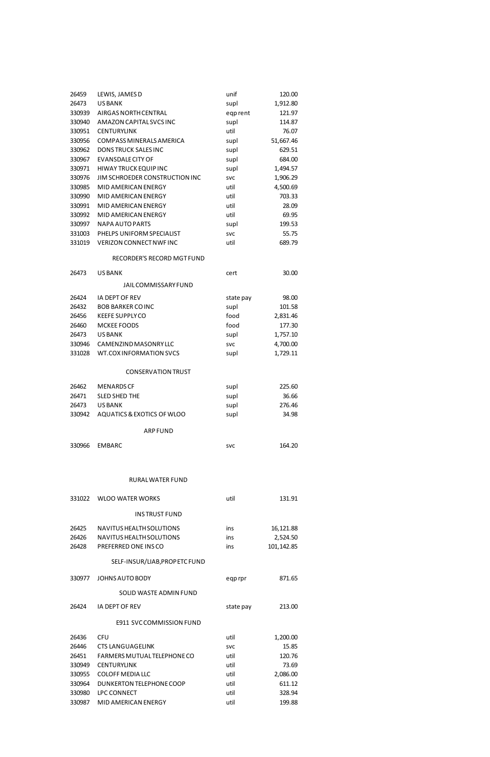| | | | |
|---|---|---|---|
| 26459 | LEWIS, JAMES D | unif | 120.00 |
| 26473 | US BANK | supl | 1,912.80 |
| 330939 | AIRGAS NORTH CENTRAL | eqp rent | 121.97 |
| 330940 | AMAZON CAPITAL SVCS INC | supl | 114.87 |
| 330951 | CENTURYLINK | util | 76.07 |
| 330956 | COMPASS MINERALS AMERICA | supl | 51,667.46 |
| 330962 | DONS TRUCK SALES INC | supl | 629.51 |
| 330967 | EVANSDALE CITY OF | supl | 684.00 |
| 330971 | HIWAY TRUCK EQUIP INC | supl | 1,494.57 |
| 330976 | JIM SCHROEDER CONSTRUCTION INC | svc | 1,906.29 |
| 330985 | MID AMERICAN ENERGY | util | 4,500.69 |
| 330990 | MID AMERICAN ENERGY | util | 703.33 |
| 330991 | MID AMERICAN ENERGY | util | 28.09 |
| 330992 | MID AMERICAN ENERGY | util | 69.95 |
| 330997 | NAPA AUTO PARTS | supl | 199.53 |
| 331003 | PHELPS UNIFORM SPECIALIST | svc | 55.75 |
| 331019 | VERIZON CONNECT NWF INC | util | 689.79 |

RECORDER'S RECORD MGT FUND

| | | | |
|---|---|---|---|
| 26473 | US BANK | cert | 30.00 |

JAIL COMMISSARY FUND

| | | | |
|---|---|---|---|
| 26424 | IA DEPT OF REV | state pay | 98.00 |
| 26432 | BOB BARKER CO INC | supl | 101.58 |
| 26456 | KEEFE SUPPLY CO | food | 2,831.46 |
| 26460 | MCKEE FOODS | food | 177.30 |
| 26473 | US BANK | supl | 1,757.10 |
| 330946 | CAMENZIND MASONRY LLC | svc | 4,700.00 |
| 331028 | WT.COX INFORMATION SVCS | supl | 1,729.11 |

CONSERVATION TRUST

| | | | |
|---|---|---|---|
| 26462 | MENARDS CF | supl | 225.60 |
| 26471 | SLED SHED THE | supl | 36.66 |
| 26473 | US BANK | supl | 276.46 |
| 330942 | AQUATICS & EXOTICS OF WLOO | supl | 34.98 |

ARP FUND

| | | | |
|---|---|---|---|
| 330966 | EMBARC | svc | 164.20 |

RURAL WATER FUND

| | | | |
|---|---|---|---|
| 331022 | WLOO WATER WORKS | util | 131.91 |

INS TRUST FUND

| | | | |
|---|---|---|---|
| 26425 | NAVITUS HEALTH SOLUTIONS | ins | 16,121.88 |
| 26426 | NAVITUS HEALTH SOLUTIONS | ins | 2,524.50 |
| 26428 | PREFERRED ONE INS CO | ins | 101,142.85 |

SELF-INSUR/LIAB,PROP ETC FUND

| | | | |
|---|---|---|---|
| 330977 | JOHNS AUTO BODY | eqp rpr | 871.65 |

SOLID WASTE ADMIN FUND

| | | | |
|---|---|---|---|
| 26424 | IA DEPT OF REV | state pay | 213.00 |

E911 SVC COMMISSION FUND

| | | | |
|---|---|---|---|
| 26436 | CFU | util | 1,200.00 |
| 26446 | CTS LANGUAGELINK | svc | 15.85 |
| 26451 | FARMERS MUTUAL TELEPHONE CO | util | 120.76 |
| 330949 | CENTURYLINK | util | 73.69 |
| 330955 | COLOFF MEDIA LLC | util | 2,086.00 |
| 330964 | DUNKERTON TELEPHONE COOP | util | 611.12 |
| 330980 | LPC CONNECT | util | 328.94 |
| 330987 | MID AMERICAN ENERGY | util | 199.88 |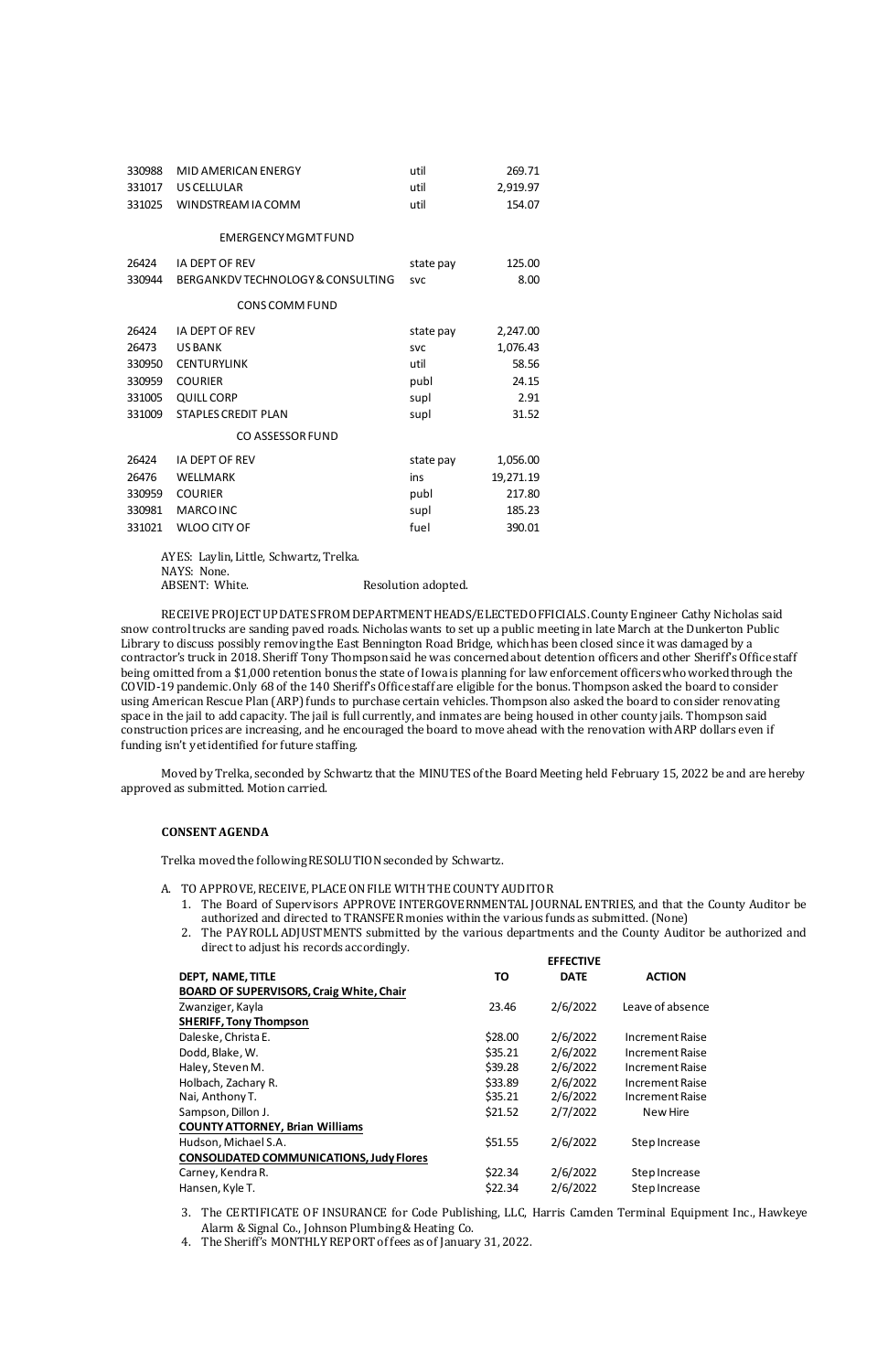| | | | |
|---|---|---|---|
| 330988 | MID AMERICAN ENERGY | util | 269.71 |
| 331017 | US CELLULAR | util | 2,919.97 |
| 331025 | WINDSTREAM IA COMM | util | 154.07 |
| | **EMERGENCY MGMT FUND** | | |
| 26424 | IA DEPT OF REV | state pay | 125.00 |
| 330944 | BERGANKDV TECHNOLOGY & CONSULTING | svc | 8.00 |
| | **CONS COMM FUND** | | |
| 26424 | IA DEPT OF REV | state pay | 2,247.00 |
| 26473 | US BANK | svc | 1,076.43 |
| 330950 | CENTURYLINK | util | 58.56 |
| 330959 | COURIER | publ | 24.15 |
| 331005 | QUILL CORP | supl | 2.91 |
| 331009 | STAPLES CREDIT PLAN | supl | 31.52 |
| | **CO ASSESSOR FUND** | | |
| 26424 | IA DEPT OF REV | state pay | 1,056.00 |
| 26476 | WELLMARK | ins | 19,271.19 |
| 330959 | COURIER | publ | 217.80 |
| 330981 | MARCO INC | supl | 185.23 |
| 331021 | WLOO CITY OF | fuel | 390.01 |

AYES: Laylin, Little, Schwartz, Trelka.
NAYS: None.
ABSENT: White. Resolution adopted.

RECEIVE PROJECT UPDATES FROM DEPARTMENT HEADS/ELECTED OFFICIALS. County Engineer Cathy Nicholas said snow control trucks are sanding paved roads. Nicholas wants to set up a public meeting in late March at the Dunkerton Public Library to discuss possibly removing the East Bennington Road Bridge, which has been closed since it was damaged by a contractor's truck in 2018. Sheriff Tony Thompson said he was concerned about detention officers and other Sheriff's Office staff being omitted from a $1,000 retention bonus the state of Iowa is planning for law enforcement officers who worked through the COVID-19 pandemic. Only 68 of the 140 Sheriff's Office staff are eligible for the bonus. Thompson asked the board to consider using American Rescue Plan (ARP) funds to purchase certain vehicles. Thompson also asked the board to consider renovating space in the jail to add capacity. The jail is full currently, and inmates are being housed in other county jails. Thompson said construction prices are increasing, and he encouraged the board to move ahead with the renovation with ARP dollars even if funding isn't yet identified for future staffing.

Moved by Trelka, seconded by Schwartz that the MINUTES of the Board Meeting held February 15, 2022 be and are hereby approved as submitted. Motion carried.

**CONSENT AGENDA**

Trelka moved the following RESOLUTION seconded by Schwartz.

A. TO APPROVE, RECEIVE, PLACE ON FILE WITH THE COUNTY AUDITOR
   1. The Board of Supervisors APPROVE INTERGOVERNMENTAL JOURNAL ENTRIES, and that the County Auditor be authorized and directed to TRANSFER monies within the various funds as submitted. (None)
   2. The PAYROLL ADJUSTMENTS submitted by the various departments and the County Auditor be authorized and direct to adjust his records accordingly.

| DEPT, NAME, TITLE | TO | EFFECTIVE DATE | ACTION |
|---|---|---|---|
| **BOARD OF SUPERVISORS, Craig White, Chair** | | | |
| Zwanziger, Kayla | 23.46 | 2/6/2022 | Leave of absence |
| **SHERIFF, Tony Thompson** | | | |
| Daleske, Christa E. | $28.00 | 2/6/2022 | Increment Raise |
| Dodd, Blake, W. | $35.21 | 2/6/2022 | Increment Raise |
| Haley, Steven M. | $39.28 | 2/6/2022 | Increment Raise |
| Holbach, Zachary R. | $33.89 | 2/6/2022 | Increment Raise |
| Nai, Anthony T. | $35.21 | 2/6/2022 | Increment Raise |
| Sampson, Dillon J. | $21.52 | 2/7/2022 | New Hire |
| **COUNTY ATTORNEY, Brian Williams** | | | |
| Hudson, Michael S.A. | $51.55 | 2/6/2022 | Step Increase |
| **CONSOLIDATED COMMUNICATIONS, Judy Flores** | | | |
| Carney, Kendra R. | $22.34 | 2/6/2022 | Step Increase |
| Hansen, Kyle T. | $22.34 | 2/6/2022 | Step Increase |

   3. The CERTIFICATE OF INSURANCE for Code Publishing, LLC, Harris Camden Terminal Equipment Inc., Hawkeye Alarm & Signal Co., Johnson Plumbing & Heating Co.
   4. The Sheriff's MONTHLY REPORT of fees as of January 31, 2022.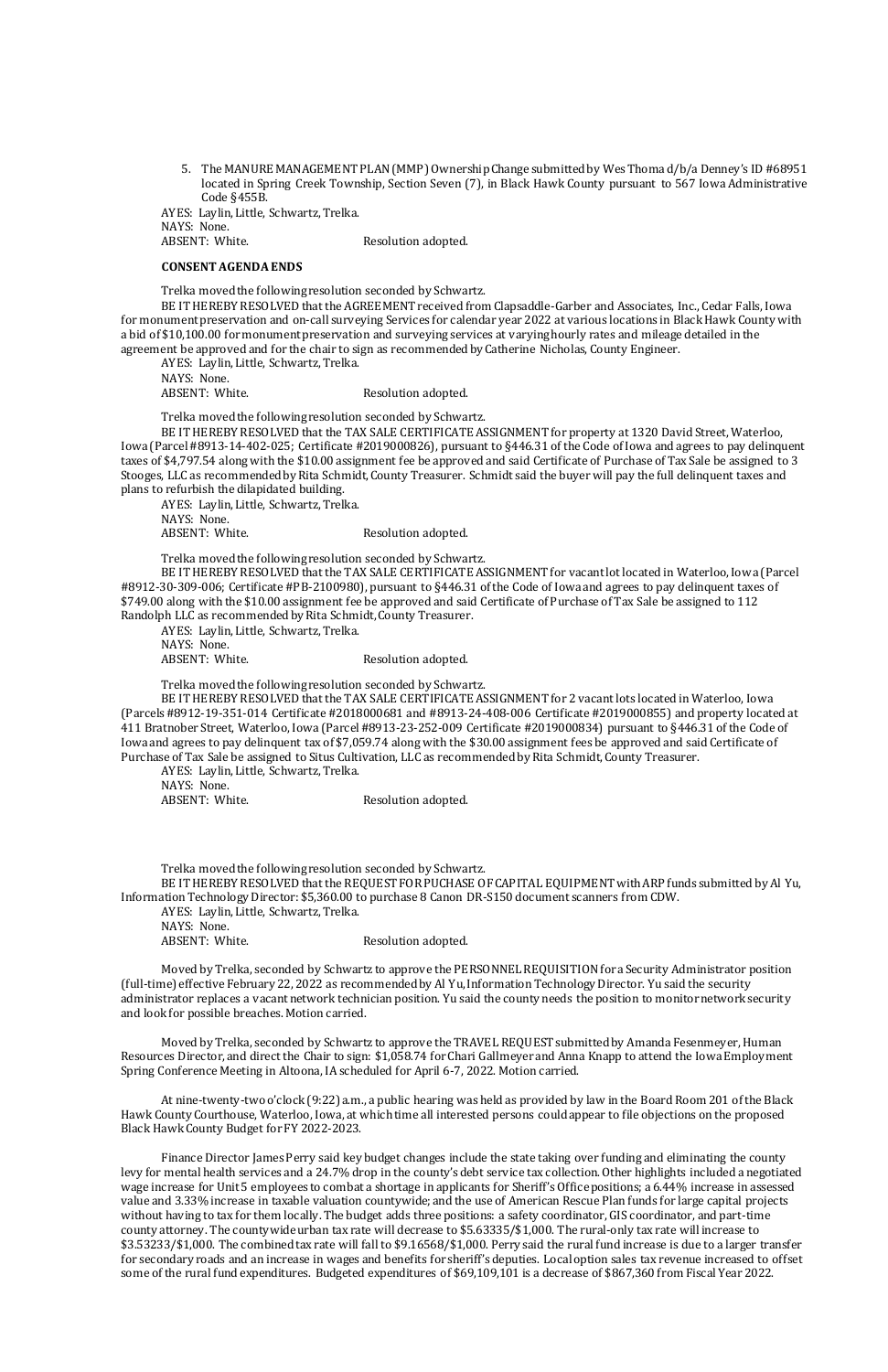5. The MANURE MANAGEMENT PLAN (MMP) Ownership Change submitted by Wes Thoma d/b/a Denney's ID #68951 located in Spring Creek Township, Section Seven (7), in Black Hawk County pursuant to 567 Iowa Administrative Code §455B.

AYES: Laylin, Little, Schwartz, Trelka.
NAYS: None.
ABSENT: White. Resolution adopted.

**CONSENT AGENDA ENDS**

Trelka moved the following resolution seconded by Schwartz.

BE IT HEREBY RESOLVED that the AGREEMENT received from Clapsaddle-Garber and Associates, Inc., Cedar Falls, Iowa for monument preservation and on-call surveying Services for calendar year 2022 at various locations in Black Hawk County with a bid of $10,100.00 for monument preservation and surveying services at varying hourly rates and mileage detailed in the agreement be approved and for the chair to sign as recommended by Catherine Nicholas, County Engineer.

AYES: Laylin, Little, Schwartz, Trelka.
NAYS: None.
ABSENT: White. Resolution adopted.

Trelka moved the following resolution seconded by Schwartz.

BE IT HEREBY RESOLVED that the TAX SALE CERTIFICATE ASSIGNMENT for property at 1320 David Street, Waterloo, Iowa (Parcel #8913-14-402-025; Certificate #2019000826), pursuant to §446.31 of the Code of Iowa and agrees to pay delinquent taxes of $4,797.54 along with the $10.00 assignment fee be approved and said Certificate of Purchase of Tax Sale be assigned to 3 Stooges, LLC as recommended by Rita Schmidt, County Treasurer. Schmidt said the buyer will pay the full delinquent taxes and plans to refurbish the dilapidated building.

AYES: Laylin, Little, Schwartz, Trelka.
NAYS: None.
ABSENT: White. Resolution adopted.

Trelka moved the following resolution seconded by Schwartz.

BE IT HEREBY RESOLVED that the TAX SALE CERTIFICATE ASSIGNMENT for vacant lot located in Waterloo, Iowa (Parcel #8912-30-309-006; Certificate #PB-2100980), pursuant to §446.31 of the Code of Iowa and agrees to pay delinquent taxes of $749.00 along with the $10.00 assignment fee be approved and said Certificate of Purchase of Tax Sale be assigned to 112 Randolph LLC as recommended by Rita Schmidt, County Treasurer.

AYES: Laylin, Little, Schwartz, Trelka.
NAYS: None.
ABSENT: White. Resolution adopted.

Trelka moved the following resolution seconded by Schwartz.

BE IT HEREBY RESOLVED that the TAX SALE CERTIFICATE ASSIGNMENT for 2 vacant lots located in Waterloo, Iowa (Parcels #8912-19-351-014 Certificate #2018000681 and #8913-24-408-006 Certificate #2019000855) and property located at 411 Bratnober Street, Waterloo, Iowa (Parcel #8913-23-252-009 Certificate #2019000834) pursuant to §446.31 of the Code of Iowa and agrees to pay delinquent tax of $7,059.74 along with the $30.00 assignment fees be approved and said Certificate of Purchase of Tax Sale be assigned to Situs Cultivation, LLC as recommended by Rita Schmidt, County Treasurer.

AYES: Laylin, Little, Schwartz, Trelka.
NAYS: None.
ABSENT: White. Resolution adopted.

Trelka moved the following resolution seconded by Schwartz.

BE IT HEREBY RESOLVED that the REQUEST FOR PUCHASE OF CAPITAL EQUIPMENT with ARP funds submitted by Al Yu, Information Technology Director: $5,360.00 to purchase 8 Canon DR-S150 document scanners from CDW.

AYES: Laylin, Little, Schwartz, Trelka.
NAYS: None.
ABSENT: White. Resolution adopted.

Moved by Trelka, seconded by Schwartz to approve the PERSONNEL REQUISITION for a Security Administrator position (full-time) effective February 22, 2022 as recommended by Al Yu, Information Technology Director. Yu said the security administrator replaces a vacant network technician position. Yu said the county needs the position to monitor network security and look for possible breaches. Motion carried.

Moved by Trelka, seconded by Schwartz to approve the TRAVEL REQUEST submitted by Amanda Fesenmeyer, Human Resources Director, and direct the Chair to sign: $1,058.74 for Chari Gallmeyer and Anna Knapp to attend the Iowa Employment Spring Conference Meeting in Altoona, IA scheduled for April 6-7, 2022. Motion carried.

At nine-twenty-two o'clock (9:22) a.m., a public hearing was held as provided by law in the Board Room 201 of the Black Hawk County Courthouse, Waterloo, Iowa, at which time all interested persons could appear to file objections on the proposed Black Hawk County Budget for FY 2022-2023.

Finance Director James Perry said key budget changes include the state taking over funding and eliminating the county levy for mental health services and a 24.7% drop in the county's debt service tax collection. Other highlights included a negotiated wage increase for Unit 5 employees to combat a shortage in applicants for Sheriff's Office positions; a 6.44% increase in assessed value and 3.33% increase in taxable valuation countywide; and the use of American Rescue Plan funds for large capital projects without having to tax for them locally. The budget adds three positions: a safety coordinator, GIS coordinator, and part-time county attorney. The countywide urban tax rate will decrease to $5.63335/$1,000. The rural-only tax rate will increase to $3.53233/$1,000. The combined tax rate will fall to $9.16568/$1,000. Perry said the rural fund increase is due to a larger transfer for secondary roads and an increase in wages and benefits for sheriff's deputies. Local option sales tax revenue increased to offset some of the rural fund expenditures. Budgeted expenditures of $69,109,101 is a decrease of $867,360 from Fiscal Year 2022.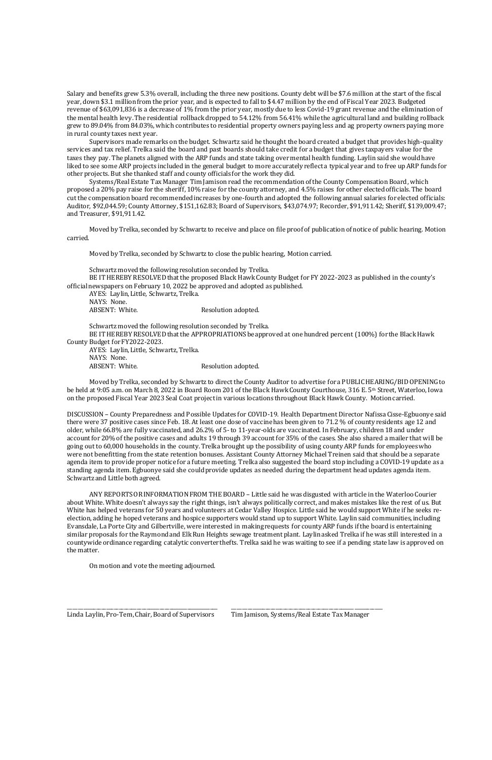Salary and benefits grew 5.3% overall, including the three new positions. County debt will be $7.6 million at the start of the fiscal year, down $3.1 million from the prior year, and is expected to fall to $4.47 million by the end of Fiscal Year 2023. Budgeted revenue of $63,091,836 is a decrease of 1% from the prior year, mostly due to less Covid-19 grant revenue and the elimination of the mental health levy. The residential rollback dropped to 54.12% from 56.41% while the agricultural land and building rollback grew to 89.04% from 84.03%, which contributes to residential property owners paying less and ag property owners paying more in rural county taxes next year.

Supervisors made remarks on the budget. Schwartz said he thought the board created a budget that provides high-quality services and tax relief. Trelka said the board and past boards should take credit for a budget that gives taxpayers value for the taxes they pay. The planets aligned with the ARP funds and state taking over mental health funding. Laylin said she would have liked to see some ARP projects included in the general budget to more accurately reflect a typical year and to free up ARP funds for other projects. But she thanked staff and county officials for the work they did.

Systems/Real Estate Tax Manager Tim Jamison read the recommendation of the County Compensation Board, which proposed a 20% pay raise for the sheriff, 10% raise for the county attorney, and 4.5% raises for other elected officials. The board cut the compensation board recommended increases by one-fourth and adopted the following annual salaries for elected officials: Auditor, $92,044.59; County Attorney, $151,162.83; Board of Supervisors, $43,074.97; Recorder, $91,911.42; Sheriff, $139,009.47; and Treasurer, $91,911.42.

Moved by Trelka, seconded by Schwartz to receive and place on file proof of publication of notice of public hearing. Motion carried.

Moved by Trelka, seconded by Schwartz to close the public hearing, Motion carried.

Schwartz moved the following resolution seconded by Trelka.

BE IT HEREBY RESOLVED that the proposed Black Hawk County Budget for FY 2022-2023 as published in the county's official newspapers on February 10, 2022 be approved and adopted as published.

AYES: Laylin, Little, Schwartz, Trelka.
NAYS: None.
ABSENT: White. Resolution adopted.

Schwartz moved the following resolution seconded by Trelka.

BE IT HEREBY RESOLVED that the APPROPRIATIONS be approved at one hundred percent (100%) for the Black Hawk County Budget for FY2022-2023.

AYES: Laylin, Little, Schwartz, Trelka.
NAYS: None.
ABSENT: White. Resolution adopted.

Moved by Trelka, seconded by Schwartz to direct the County Auditor to advertise for a PUBLIC HEARING/BID OPENING to be held at 9:05 a.m. on March 8, 2022 in Board Room 201 of the Black Hawk County Courthouse, 316 E. 5th Street, Waterloo, Iowa on the proposed Fiscal Year 2023 Seal Coat project in various locations throughout Black Hawk County. Motion carried.

DISCUSSION – County Preparedness and Possible Updates for COVID-19. Health Department Director Nafissa Cisse-Egbuonye said there were 37 positive cases since Feb. 18. At least one dose of vaccine has been given to 71.2 % of county residents age 12 and older, while 66.8% are fully vaccinated, and 26.2% of 5- to 11-year-olds are vaccinated. In February, children 18 and under account for 20% of the positive cases and adults 19 through 39 account for 35% of the cases. She also shared a mailer that will be going out to 60,000 households in the county. Trelka brought up the possibility of using county ARP funds for employees who were not benefitting from the state retention bonuses. Assistant County Attorney Michael Treinen said that should be a separate agenda item to provide proper notice for a future meeting. Trelka also suggested the board stop including a COVID-19 update as a standing agenda item. Egbuonye said she could provide updates as needed during the department head updates agenda item. Schwartz and Little both agreed.

ANY REPORTS OR INFORMATION FROM THE BOARD – Little said he was disgusted with article in the Waterloo Courier about White. White doesn't always say the right things, isn't always politically correct, and makes mistakes like the rest of us. But White has helped veterans for 50 years and volunteers at Cedar Valley Hospice. Little said he would support White if he seeks re-election, adding he hoped veterans and hospice supporters would stand up to support White. Laylin said communities, including Evansdale, La Porte City and Gilbertville, were interested in making requests for county ARP funds if the board is entertaining similar proposals for the Raymond and Elk Run Heights sewage treatment plant. Laylin asked Trelka if he was still interested in a countywide ordinance regarding catalytic converter thefts. Trelka said he was waiting to see if a pending state law is approved on the matter.

On motion and vote the meeting adjourned.

_______________________________________________ _______________________________________________

Linda Laylin, Pro-Tem, Chair, Board of Supervisors Tim Jamison, Systems/Real Estate Tax Manager